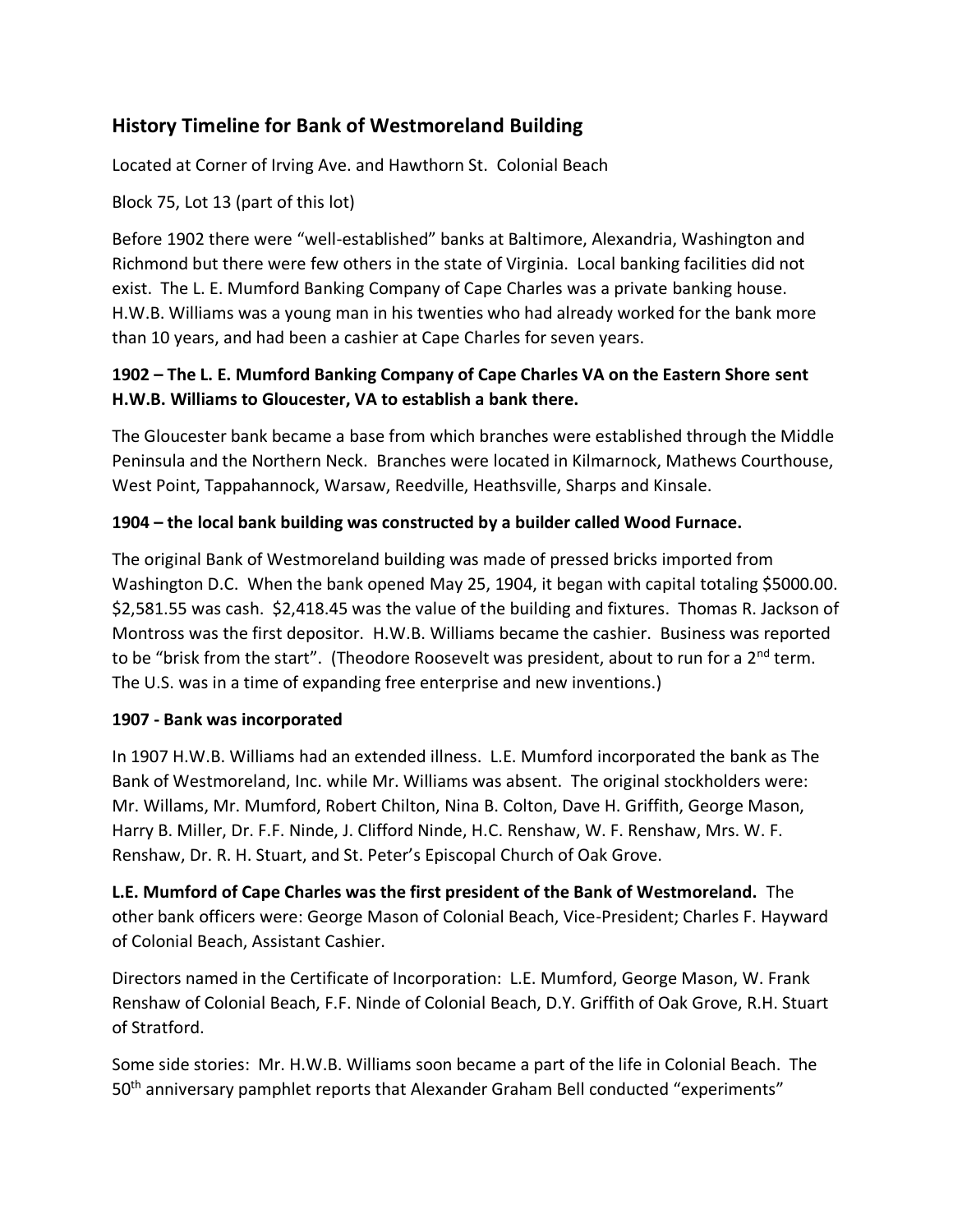## History Timeline for Bank of Westmoreland Building

Located at Corner of Irving Ave. and Hawthorn St. Colonial Beach

Block 75, Lot 13 (part of this lot)

Before 1902 there were "well-established" banks at Baltimore, Alexandria, Washington and Richmond but there were few others in the state of Virginia. Local banking facilities did not exist. The L. E. Mumford Banking Company of Cape Charles was a private banking house. H.W.B. Williams was a young man in his twenties who had already worked for the bank more than 10 years, and had been a cashier at Cape Charles for seven years.

### 1902 – The L. E. Mumford Banking Company of Cape Charles VA on the Eastern Shore sent H.W.B. Williams to Gloucester, VA to establish a bank there.

The Gloucester bank became a base from which branches were established through the Middle Peninsula and the Northern Neck. Branches were located in Kilmarnock, Mathews Courthouse, West Point, Tappahannock, Warsaw, Reedville, Heathsville, Sharps and Kinsale.

### 1904 – the local bank building was constructed by a builder called Wood Furnace.

The original Bank of Westmoreland building was made of pressed bricks imported from Washington D.C. When the bank opened May 25, 1904, it began with capital totaling $5000.00. $2,581.55 was cash. $2,418.45 was the value of the building and fixtures. Thomas R. Jackson of Montross was the first depositor. H.W.B. Williams became the cashier. Business was reported to be "brisk from the start". (Theodore Roosevelt was president, about to run for a 2nd term. The U.S. was in a time of expanding free enterprise and new inventions.)

### 1907 - Bank was incorporated

In 1907 H.W.B. Williams had an extended illness. L.E. Mumford incorporated the bank as The Bank of Westmoreland, Inc. while Mr. Williams was absent. The original stockholders were: Mr. Willams, Mr. Mumford, Robert Chilton, Nina B. Colton, Dave H. Griffith, George Mason, Harry B. Miller, Dr. F.F. Ninde, J. Clifford Ninde, H.C. Renshaw, W. F. Renshaw, Mrs. W. F. Renshaw, Dr. R. H. Stuart, and St. Peter's Episcopal Church of Oak Grove.

**L.E. Mumford of Cape Charles was the first president of the Bank of Westmoreland.** The other bank officers were: George Mason of Colonial Beach, Vice-President; Charles F. Hayward of Colonial Beach, Assistant Cashier.

Directors named in the Certificate of Incorporation: L.E. Mumford, George Mason, W. Frank Renshaw of Colonial Beach, F.F. Ninde of Colonial Beach, D.Y. Griffith of Oak Grove, R.H. Stuart of Stratford.

Some side stories: Mr. H.W.B. Williams soon became a part of the life in Colonial Beach. The 50th anniversary pamphlet reports that Alexander Graham Bell conducted "experiments"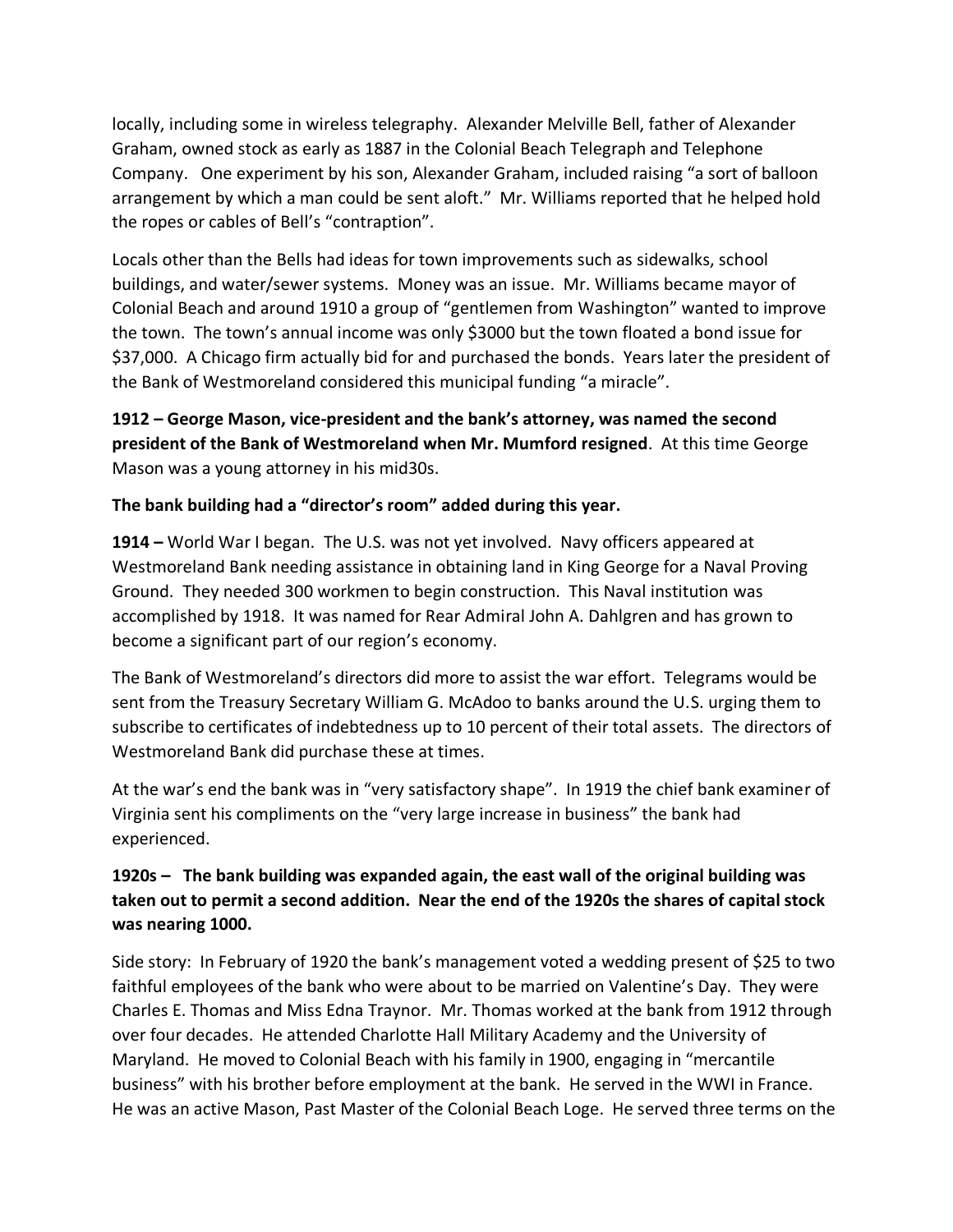locally, including some in wireless telegraphy. Alexander Melville Bell, father of Alexander Graham, owned stock as early as 1887 in the Colonial Beach Telegraph and Telephone Company. One experiment by his son, Alexander Graham, included raising "a sort of balloon arrangement by which a man could be sent aloft." Mr. Williams reported that he helped hold the ropes or cables of Bell's "contraption".

Locals other than the Bells had ideas for town improvements such as sidewalks, school buildings, and water/sewer systems. Money was an issue. Mr. Williams became mayor of Colonial Beach and around 1910 a group of "gentlemen from Washington" wanted to improve the town. The town's annual income was only $3000 but the town floated a bond issue for $37,000. A Chicago firm actually bid for and purchased the bonds. Years later the president of the Bank of Westmoreland considered this municipal funding "a miracle".

**1912 – George Mason, vice-president and the bank's attorney, was named the second president of the Bank of Westmoreland when Mr. Mumford resigned**. At this time George Mason was a young attorney in his mid30s.

**The bank building had a "director's room" added during this year.**

**1914 –** World War I began. The U.S. was not yet involved. Navy officers appeared at Westmoreland Bank needing assistance in obtaining land in King George for a Naval Proving Ground. They needed 300 workmen to begin construction. This Naval institution was accomplished by 1918. It was named for Rear Admiral John A. Dahlgren and has grown to become a significant part of our region's economy.

The Bank of Westmoreland's directors did more to assist the war effort. Telegrams would be sent from the Treasury Secretary William G. McAdoo to banks around the U.S. urging them to subscribe to certificates of indebtedness up to 10 percent of their total assets. The directors of Westmoreland Bank did purchase these at times.

At the war's end the bank was in "very satisfactory shape". In 1919 the chief bank examiner of Virginia sent his compliments on the "very large increase in business" the bank had experienced.

**1920s – The bank building was expanded again, the east wall of the original building was taken out to permit a second addition. Near the end of the 1920s the shares of capital stock was nearing 1000.**

Side story: In February of 1920 the bank's management voted a wedding present of $25 to two faithful employees of the bank who were about to be married on Valentine's Day. They were Charles E. Thomas and Miss Edna Traynor. Mr. Thomas worked at the bank from 1912 through over four decades. He attended Charlotte Hall Military Academy and the University of Maryland. He moved to Colonial Beach with his family in 1900, engaging in "mercantile business" with his brother before employment at the bank. He served in the WWI in France. He was an active Mason, Past Master of the Colonial Beach Loge. He served three terms on the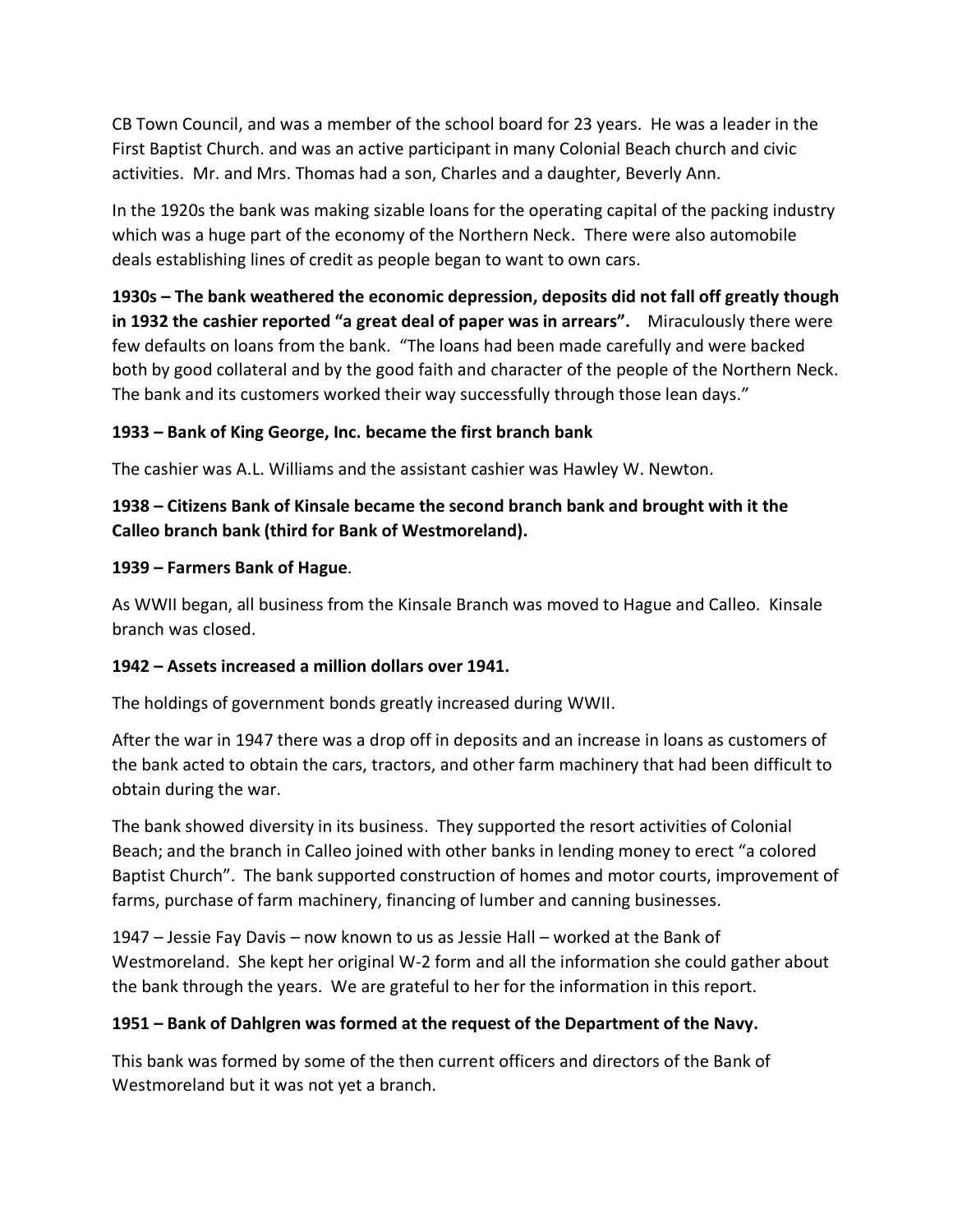CB Town Council, and was a member of the school board for 23 years. He was a leader in the First Baptist Church. and was an active participant in many Colonial Beach church and civic activities. Mr. and Mrs. Thomas had a son, Charles and a daughter, Beverly Ann.

In the 1920s the bank was making sizable loans for the operating capital of the packing industry which was a huge part of the economy of the Northern Neck. There were also automobile deals establishing lines of credit as people began to want to own cars.

**1930s – The bank weathered the economic depression, deposits did not fall off greatly though in 1932 the cashier reported "a great deal of paper was in arrears".** Miraculously there were few defaults on loans from the bank. "The loans had been made carefully and were backed both by good collateral and by the good faith and character of the people of the Northern Neck. The bank and its customers worked their way successfully through those lean days."

**1933 – Bank of King George, Inc. became the first branch bank**

The cashier was A.L. Williams and the assistant cashier was Hawley W. Newton.

**1938 – Citizens Bank of Kinsale became the second branch bank and brought with it the Calleo branch bank (third for Bank of Westmoreland).**

**1939 – Farmers Bank of Hague**.

As WWII began, all business from the Kinsale Branch was moved to Hague and Calleo. Kinsale branch was closed.

**1942 – Assets increased a million dollars over 1941.**

The holdings of government bonds greatly increased during WWII.

After the war in 1947 there was a drop off in deposits and an increase in loans as customers of the bank acted to obtain the cars, tractors, and other farm machinery that had been difficult to obtain during the war.

The bank showed diversity in its business. They supported the resort activities of Colonial Beach; and the branch in Calleo joined with other banks in lending money to erect "a colored Baptist Church". The bank supported construction of homes and motor courts, improvement of farms, purchase of farm machinery, financing of lumber and canning businesses.

1947 – Jessie Fay Davis – now known to us as Jessie Hall – worked at the Bank of Westmoreland. She kept her original W-2 form and all the information she could gather about the bank through the years. We are grateful to her for the information in this report.

**1951 – Bank of Dahlgren was formed at the request of the Department of the Navy.**

This bank was formed by some of the then current officers and directors of the Bank of Westmoreland but it was not yet a branch.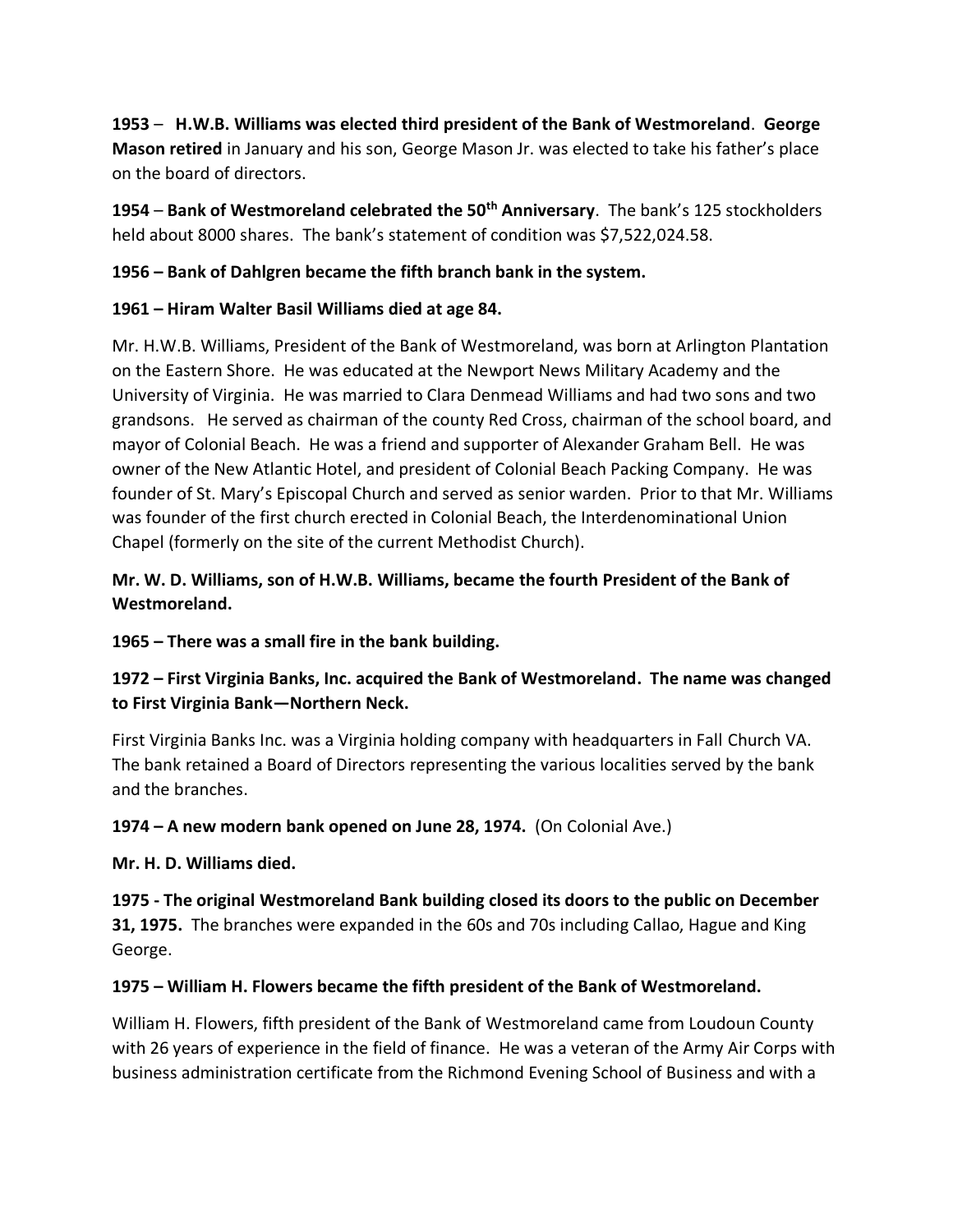**1953** – **H.W.B. Williams was elected third president of the Bank of Westmoreland**. **George Mason retired** in January and his son, George Mason Jr. was elected to take his father's place on the board of directors.

**1954** – **Bank of Westmoreland celebrated the 50th Anniversary**. The bank's 125 stockholders held about 8000 shares. The bank's statement of condition was $7,522,024.58.

**1956 – Bank of Dahlgren became the fifth branch bank in the system.**

**1961 – Hiram Walter Basil Williams died at age 84.**

Mr. H.W.B. Williams, President of the Bank of Westmoreland, was born at Arlington Plantation on the Eastern Shore. He was educated at the Newport News Military Academy and the University of Virginia. He was married to Clara Denmead Williams and had two sons and two grandsons. He served as chairman of the county Red Cross, chairman of the school board, and mayor of Colonial Beach. He was a friend and supporter of Alexander Graham Bell. He was owner of the New Atlantic Hotel, and president of Colonial Beach Packing Company. He was founder of St. Mary's Episcopal Church and served as senior warden. Prior to that Mr. Williams was founder of the first church erected in Colonial Beach, the Interdenominational Union Chapel (formerly on the site of the current Methodist Church).

**Mr. W. D. Williams, son of H.W.B. Williams, became the fourth President of the Bank of Westmoreland.**

**1965 – There was a small fire in the bank building.**

**1972 – First Virginia Banks, Inc. acquired the Bank of Westmoreland. The name was changed to First Virginia Bank—Northern Neck.**

First Virginia Banks Inc. was a Virginia holding company with headquarters in Fall Church VA. The bank retained a Board of Directors representing the various localities served by the bank and the branches.

**1974 – A new modern bank opened on June 28, 1974.** (On Colonial Ave.)

**Mr. H. D. Williams died.**

**1975 - The original Westmoreland Bank building closed its doors to the public on December 31, 1975.** The branches were expanded in the 60s and 70s including Callao, Hague and King George.

**1975 – William H. Flowers became the fifth president of the Bank of Westmoreland.**

William H. Flowers, fifth president of the Bank of Westmoreland came from Loudoun County with 26 years of experience in the field of finance. He was a veteran of the Army Air Corps with business administration certificate from the Richmond Evening School of Business and with a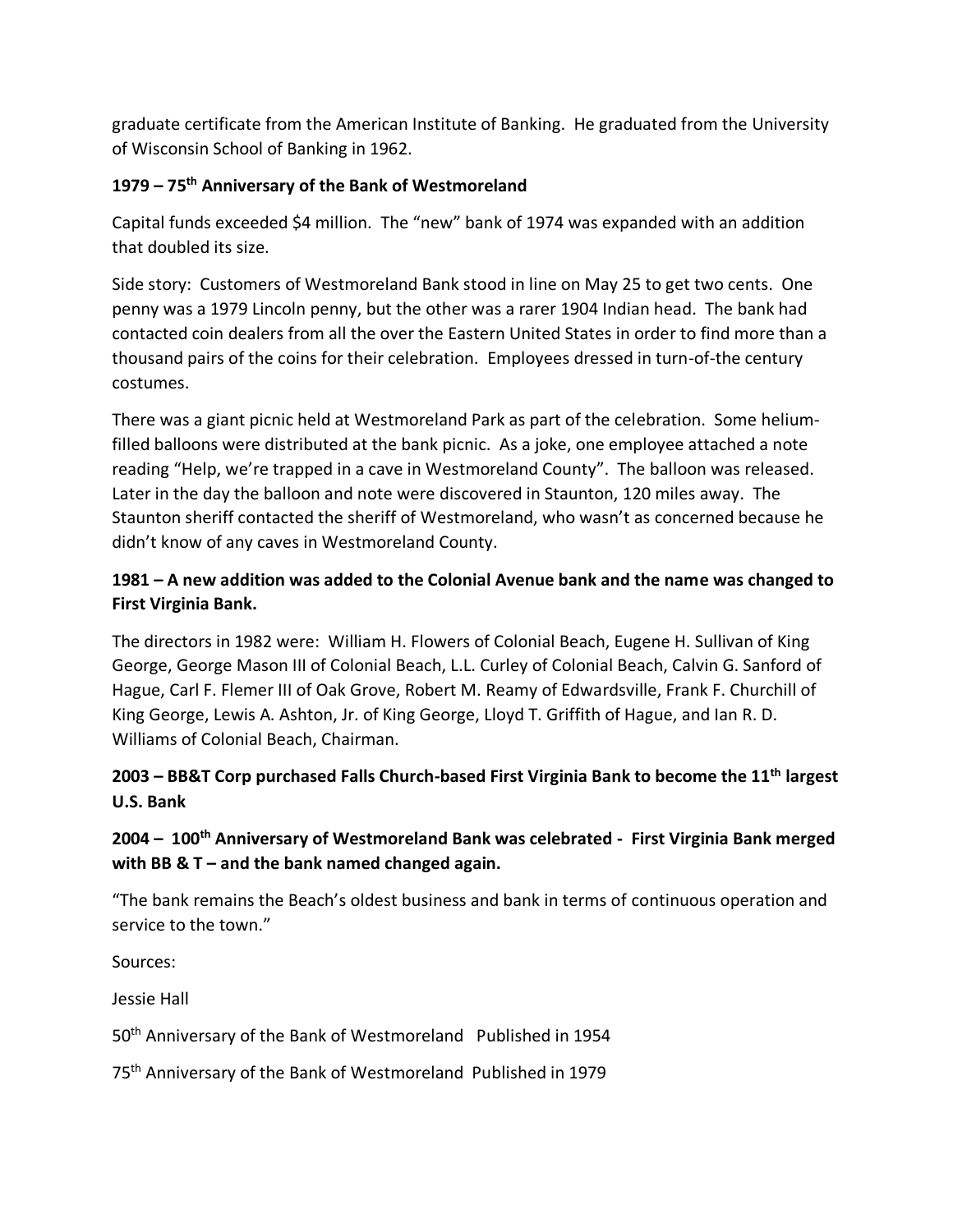graduate certificate from the American Institute of Banking. He graduated from the University of Wisconsin School of Banking in 1962.

**1979 – 75th Anniversary of the Bank of Westmoreland**

Capital funds exceeded $4 million. The "new" bank of 1974 was expanded with an addition that doubled its size.

Side story: Customers of Westmoreland Bank stood in line on May 25 to get two cents. One penny was a 1979 Lincoln penny, but the other was a rarer 1904 Indian head. The bank had contacted coin dealers from all the over the Eastern United States in order to find more than a thousand pairs of the coins for their celebration. Employees dressed in turn-of-the century costumes.

There was a giant picnic held at Westmoreland Park as part of the celebration. Some helium-filled balloons were distributed at the bank picnic. As a joke, one employee attached a note reading "Help, we're trapped in a cave in Westmoreland County". The balloon was released. Later in the day the balloon and note were discovered in Staunton, 120 miles away. The Staunton sheriff contacted the sheriff of Westmoreland, who wasn't as concerned because he didn't know of any caves in Westmoreland County.

**1981 – A new addition was added to the Colonial Avenue bank and the name was changed to First Virginia Bank.**

The directors in 1982 were: William H. Flowers of Colonial Beach, Eugene H. Sullivan of King George, George Mason III of Colonial Beach, L.L. Curley of Colonial Beach, Calvin G. Sanford of Hague, Carl F. Flemer III of Oak Grove, Robert M. Reamy of Edwardsville, Frank F. Churchill of King George, Lewis A. Ashton, Jr. of King George, Lloyd T. Griffith of Hague, and Ian R. D. Williams of Colonial Beach, Chairman.

**2003 – BB&T Corp purchased Falls Church-based First Virginia Bank to become the 11th largest U.S. Bank**

**2004 – 100th Anniversary of Westmoreland Bank was celebrated - First Virginia Bank merged with BB & T – and the bank named changed again.**

"The bank remains the Beach's oldest business and bank in terms of continuous operation and service to the town."

Sources:

Jessie Hall

50th Anniversary of the Bank of Westmoreland Published in 1954

75th Anniversary of the Bank of Westmoreland Published in 1979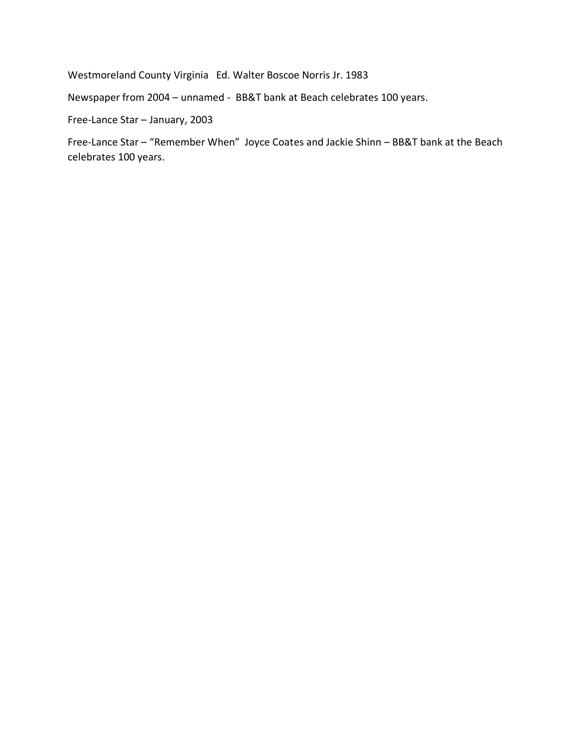Westmoreland County Virginia   Ed. Walter Boscoe Norris Jr. 1983

Newspaper from 2004 – unnamed -  BB&T bank at Beach celebrates 100 years.

Free-Lance Star – January, 2003

Free-Lance Star – "Remember When"  Joyce Coates and Jackie Shinn – BB&T bank at the Beach celebrates 100 years.